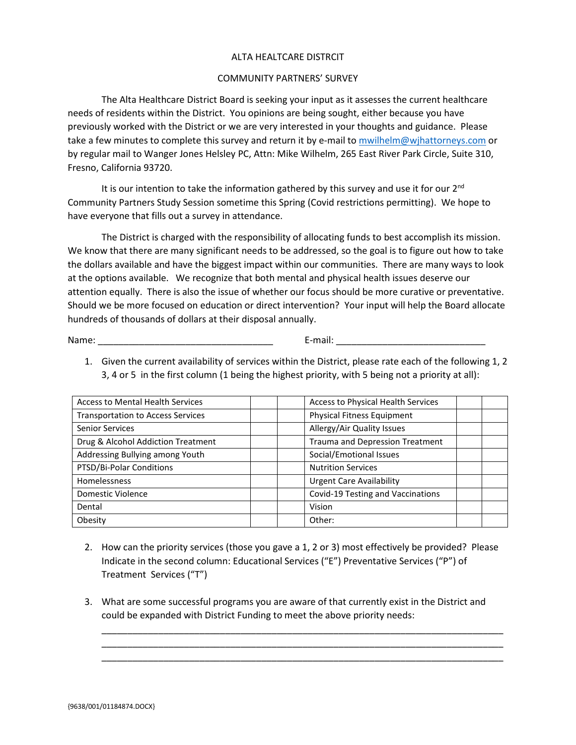ALTA HEALTCARE DISTRCIT

COMMUNITY PARTNERS' SURVEY

The Alta Healthcare District Board is seeking your input as it assesses the current healthcare needs of residents within the District. You opinions are being sought, either because you have previously worked with the District or we are very interested in your thoughts and guidance. Please take a few minutes to complete this survey and return it by e-mail to mwilhelm@wjhattorneys.com or by regular mail to Wanger Jones Helsley PC, Attn: Mike Wilhelm, 265 East River Park Circle, Suite 310, Fresno, California 93720.

It is our intention to take the information gathered by this survey and use it for our 2nd Community Partners Study Session sometime this Spring (Covid restrictions permitting). We hope to have everyone that fills out a survey in attendance.

The District is charged with the responsibility of allocating funds to best accomplish its mission. We know that there are many significant needs to be addressed, so the goal is to figure out how to take the dollars available and have the biggest impact within our communities. There are many ways to look at the options available. We recognize that both mental and physical health issues deserve our attention equally. There is also the issue of whether our focus should be more curative or preventative. Should we be more focused on education or direct intervention? Your input will help the Board allocate hundreds of thousands of dollars at their disposal annually.

Name: ______________________________ E-mail: ___________________________

1. Given the current availability of services within the District, please rate each of the following 1, 2 3, 4 or 5 in the first column (1 being the highest priority, with 5 being not a priority at all):

| | | | | | |
|---|---|---|---|---|---|
| Access to Mental Health Services | | | Access to Physical Health Services | | |
| Transportation to Access Services | | | Physical Fitness Equipment | | |
| Senior Services | | | Allergy/Air Quality Issues | | |
| Drug & Alcohol Addiction Treatment | | | Trauma and Depression Treatment | | |
| Addressing Bullying among Youth | | | Social/Emotional Issues | | |
| PTSD/Bi-Polar Conditions | | | Nutrition Services | | |
| Homelessness | | | Urgent Care Availability | | |
| Domestic Violence | | | Covid-19 Testing and Vaccinations | | |
| Dental | | | Vision | | |
| Obesity | | | Other: | | |

2. How can the priority services (those you gave a 1, 2 or 3) most effectively be provided? Please Indicate in the second column: Educational Services ("E") Preventative Services ("P") of Treatment Services ("T")

3. What are some successful programs you are aware of that currently exist in the District and could be expanded with District Funding to meet the above priority needs:

___________________________________________________________________________
___________________________________________________________________________
___________________________________________________________________________

{9638/001/01184874.DOCX}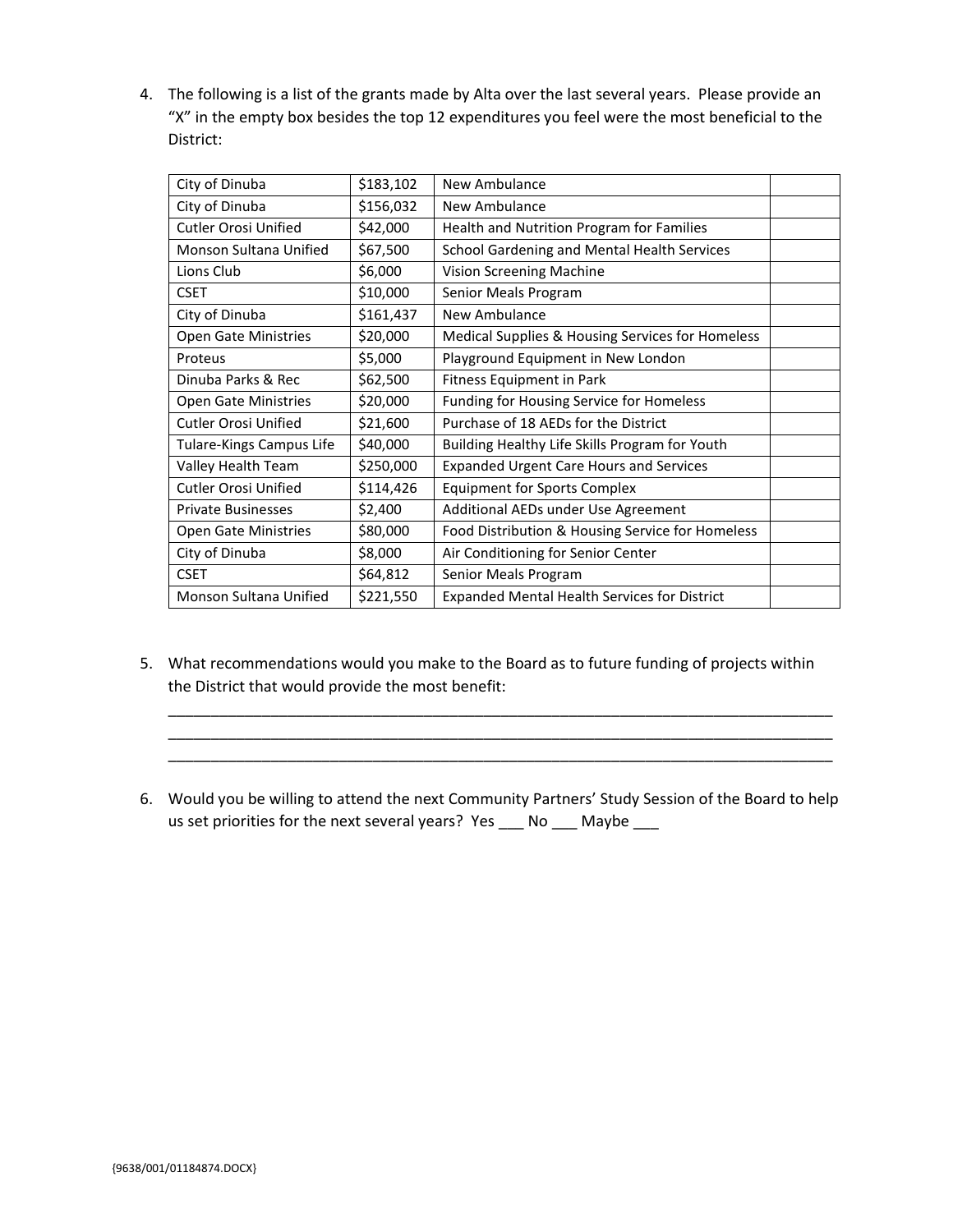4. The following is a list of the grants made by Alta over the last several years. Please provide an "X" in the empty box besides the top 12 expenditures you feel were the most beneficial to the District:

| | | | |
|---|---|---|---|
| City of Dinuba | $183,102 | New Ambulance | |
| City of Dinuba | $156,032 | New Ambulance | |
| Cutler Orosi Unified | $42,000 | Health and Nutrition Program for Families | |
| Monson Sultana Unified | $67,500 | School Gardening and Mental Health Services | |
| Lions Club | $6,000 | Vision Screening Machine | |
| CSET | $10,000 | Senior Meals Program | |
| City of Dinuba | $161,437 | New Ambulance | |
| Open Gate Ministries | $20,000 | Medical Supplies & Housing Services for Homeless | |
| Proteus | $5,000 | Playground Equipment in New London | |
| Dinuba Parks & Rec | $62,500 | Fitness Equipment in Park | |
| Open Gate Ministries | $20,000 | Funding for Housing Service for Homeless | |
| Cutler Orosi Unified | $21,600 | Purchase of 18 AEDs for the District | |
| Tulare-Kings Campus Life | $40,000 | Building Healthy Life Skills Program for Youth | |
| Valley Health Team | $250,000 | Expanded Urgent Care Hours and Services | |
| Cutler Orosi Unified | $114,426 | Equipment for Sports Complex | |
| Private Businesses | $2,400 | Additional AEDs under Use Agreement | |
| Open Gate Ministries | $80,000 | Food Distribution & Housing Service for Homeless | |
| City of Dinuba | $8,000 | Air Conditioning for Senior Center | |
| CSET | $64,812 | Senior Meals Program | |
| Monson Sultana Unified | $221,550 | Expanded Mental Health Services for District | |

5. What recommendations would you make to the Board as to future funding of projects within the District that would provide the most benefit:

________________________________________________________________________________
________________________________________________________________________________
________________________________________________________________________________

6. Would you be willing to attend the next Community Partners' Study Session of the Board to help us set priorities for the next several years? Yes ___ No ___ Maybe ___